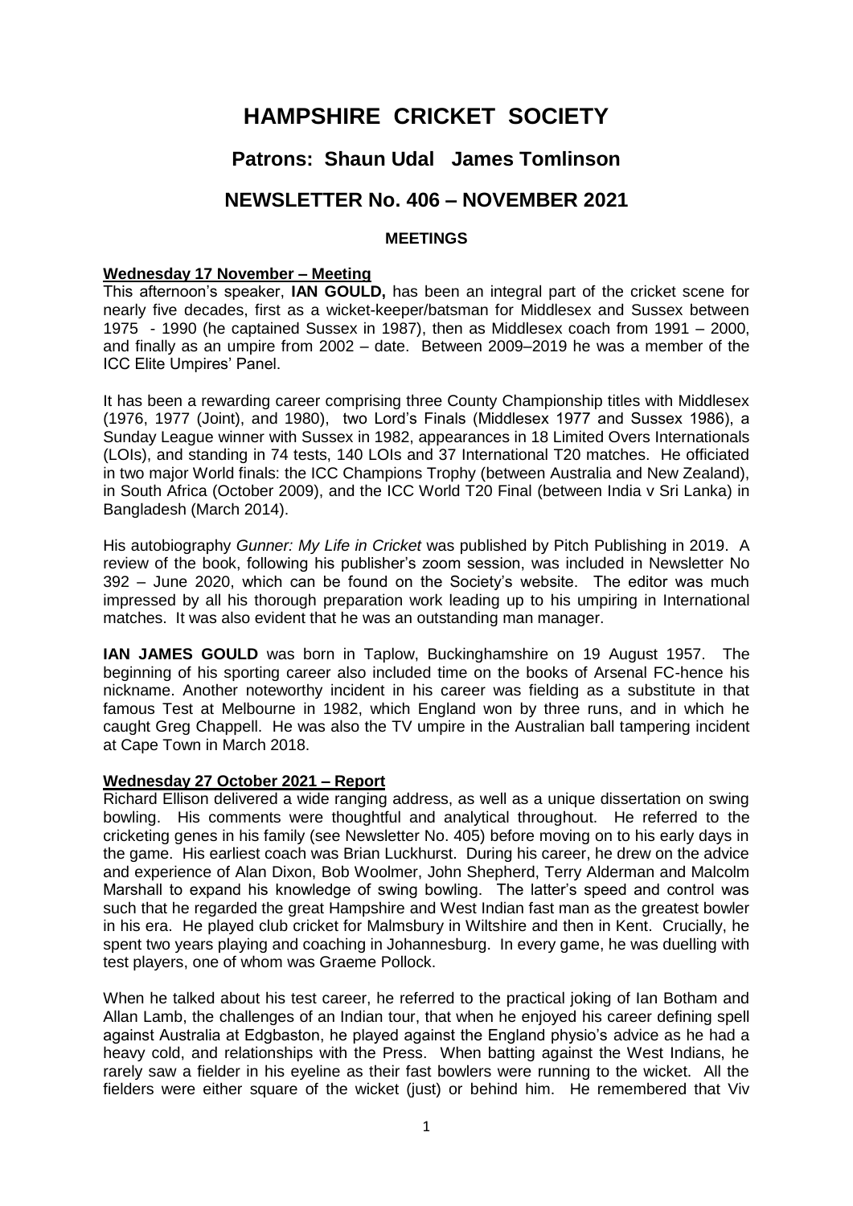# HAMPSHIRE CRICKET SOCIETY

## Patrons: Shaun Udal James Tomlinson

## NEWSLETTER No. 406 – NOVEMBER 2021

### MEETINGS

**Wednesday 17 November – Meeting**

This afternoon's speaker, **IAN GOULD,** has been an integral part of the cricket scene for nearly five decades, first as a wicket-keeper/batsman for Middlesex and Sussex between 1975 - 1990 (he captained Sussex in 1987), then as Middlesex coach from 1991 – 2000, and finally as an umpire from 2002 – date. Between 2009–2019 he was a member of the ICC Elite Umpires' Panel.

It has been a rewarding career comprising three County Championship titles with Middlesex (1976, 1977 (Joint), and 1980), two Lord's Finals (Middlesex 1977 and Sussex 1986), a Sunday League winner with Sussex in 1982, appearances in 18 Limited Overs Internationals (LOIs), and standing in 74 tests, 140 LOIs and 37 International T20 matches. He officiated in two major World finals: the ICC Champions Trophy (between Australia and New Zealand), in South Africa (October 2009), and the ICC World T20 Final (between India v Sri Lanka) in Bangladesh (March 2014).

His autobiography *Gunner: My Life in Cricket* was published by Pitch Publishing in 2019. A review of the book, following his publisher's zoom session, was included in Newsletter No 392 – June 2020, which can be found on the Society's website. The editor was much impressed by all his thorough preparation work leading up to his umpiring in International matches. It was also evident that he was an outstanding man manager.

**IAN JAMES GOULD** was born in Taplow, Buckinghamshire on 19 August 1957. The beginning of his sporting career also included time on the books of Arsenal FC-hence his nickname. Another noteworthy incident in his career was fielding as a substitute in that famous Test at Melbourne in 1982, which England won by three runs, and in which he caught Greg Chappell. He was also the TV umpire in the Australian ball tampering incident at Cape Town in March 2018.

**Wednesday 27 October 2021 – Report**

Richard Ellison delivered a wide ranging address, as well as a unique dissertation on swing bowling. His comments were thoughtful and analytical throughout. He referred to the cricketing genes in his family (see Newsletter No. 405) before moving on to his early days in the game. His earliest coach was Brian Luckhurst. During his career, he drew on the advice and experience of Alan Dixon, Bob Woolmer, John Shepherd, Terry Alderman and Malcolm Marshall to expand his knowledge of swing bowling. The latter's speed and control was such that he regarded the great Hampshire and West Indian fast man as the greatest bowler in his era. He played club cricket for Malmsbury in Wiltshire and then in Kent. Crucially, he spent two years playing and coaching in Johannesburg. In every game, he was duelling with test players, one of whom was Graeme Pollock.

When he talked about his test career, he referred to the practical joking of Ian Botham and Allan Lamb, the challenges of an Indian tour, that when he enjoyed his career defining spell against Australia at Edgbaston, he played against the England physio's advice as he had a heavy cold, and relationships with the Press. When batting against the West Indians, he rarely saw a fielder in his eyeline as their fast bowlers were running to the wicket. All the fielders were either square of the wicket (just) or behind him. He remembered that Viv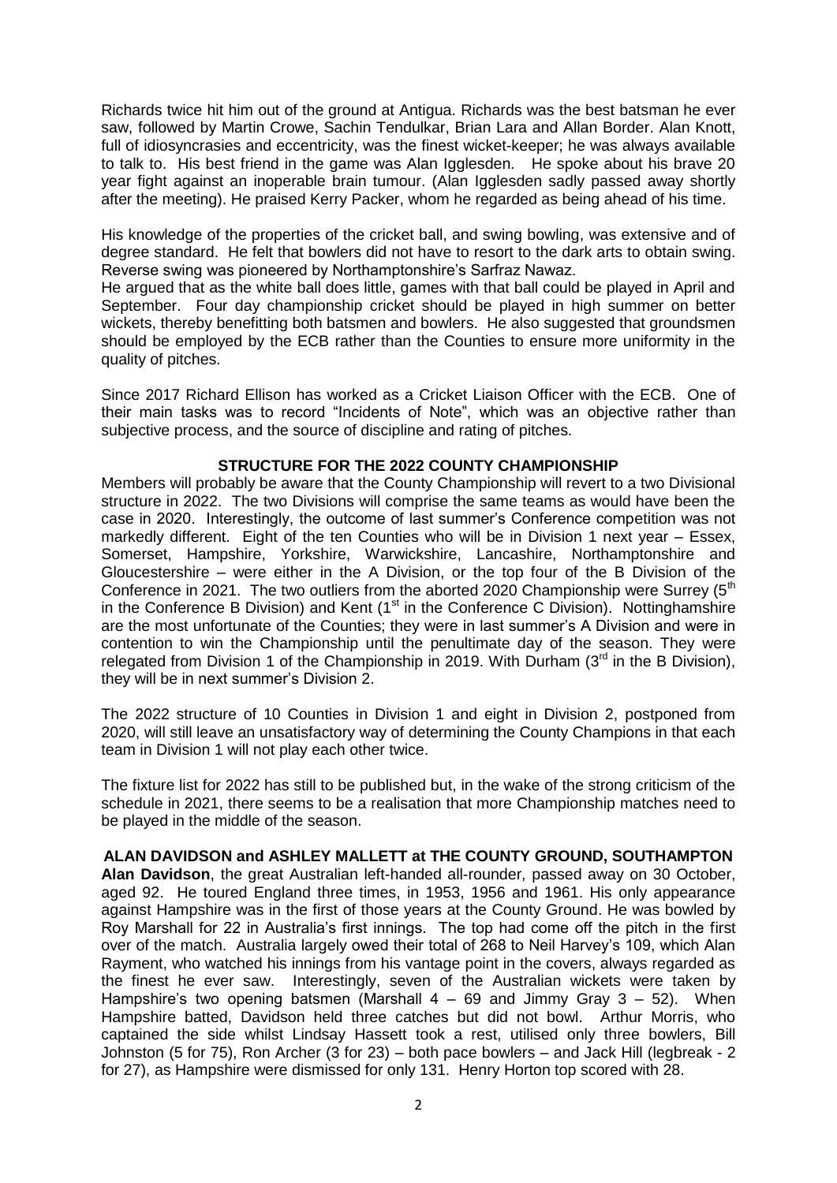Richards twice hit him out of the ground at Antigua. Richards was the best batsman he ever saw, followed by Martin Crowe, Sachin Tendulkar, Brian Lara and Allan Border. Alan Knott, full of idiosyncrasies and eccentricity, was the finest wicket-keeper; he was always available to talk to. His best friend in the game was Alan Igglesden. He spoke about his brave 20 year fight against an inoperable brain tumour. (Alan Igglesden sadly passed away shortly after the meeting). He praised Kerry Packer, whom he regarded as being ahead of his time.

His knowledge of the properties of the cricket ball, and swing bowling, was extensive and of degree standard. He felt that bowlers did not have to resort to the dark arts to obtain swing. Reverse swing was pioneered by Northamptonshire's Sarfraz Nawaz.
He argued that as the white ball does little, games with that ball could be played in April and September. Four day championship cricket should be played in high summer on better wickets, thereby benefitting both batsmen and bowlers. He also suggested that groundsmen should be employed by the ECB rather than the Counties to ensure more uniformity in the quality of pitches.

Since 2017 Richard Ellison has worked as a Cricket Liaison Officer with the ECB. One of their main tasks was to record "Incidents of Note", which was an objective rather than subjective process, and the source of discipline and rating of pitches.

## STRUCTURE FOR THE 2022 COUNTY CHAMPIONSHIP

Members will probably be aware that the County Championship will revert to a two Divisional structure in 2022. The two Divisions will comprise the same teams as would have been the case in 2020. Interestingly, the outcome of last summer's Conference competition was not markedly different. Eight of the ten Counties who will be in Division 1 next year – Essex, Somerset, Hampshire, Yorkshire, Warwickshire, Lancashire, Northamptonshire and Gloucestershire – were either in the A Division, or the top four of the B Division of the Conference in 2021. The two outliers from the aborted 2020 Championship were Surrey (5th in the Conference B Division) and Kent (1st in the Conference C Division). Nottinghamshire are the most unfortunate of the Counties; they were in last summer's A Division and were in contention to win the Championship until the penultimate day of the season. They were relegated from Division 1 of the Championship in 2019. With Durham (3rd in the B Division), they will be in next summer's Division 2.

The 2022 structure of 10 Counties in Division 1 and eight in Division 2, postponed from 2020, will still leave an unsatisfactory way of determining the County Champions in that each team in Division 1 will not play each other twice.

The fixture list for 2022 has still to be published but, in the wake of the strong criticism of the schedule in 2021, there seems to be a realisation that more Championship matches need to be played in the middle of the season.

## ALAN DAVIDSON and ASHLEY MALLETT at THE COUNTY GROUND, SOUTHAMPTON

**Alan Davidson**, the great Australian left-handed all-rounder, passed away on 30 October, aged 92. He toured England three times, in 1953, 1956 and 1961. His only appearance against Hampshire was in the first of those years at the County Ground. He was bowled by Roy Marshall for 22 in Australia's first innings. The top had come off the pitch in the first over of the match. Australia largely owed their total of 268 to Neil Harvey's 109, which Alan Rayment, who watched his innings from his vantage point in the covers, always regarded as the finest he ever saw. Interestingly, seven of the Australian wickets were taken by Hampshire's two opening batsmen (Marshall 4 – 69 and Jimmy Gray 3 – 52). When Hampshire batted, Davidson held three catches but did not bowl. Arthur Morris, who captained the side whilst Lindsay Hassett took a rest, utilised only three bowlers, Bill Johnston (5 for 75), Ron Archer (3 for 23) – both pace bowlers – and Jack Hill (legbreak - 2 for 27), as Hampshire were dismissed for only 131. Henry Horton top scored with 28.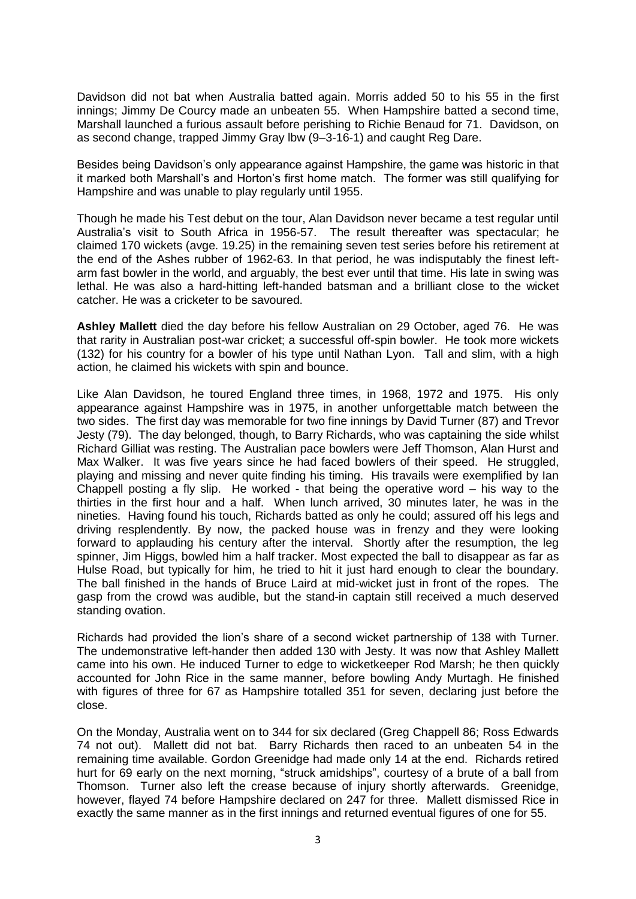Davidson did not bat when Australia batted again. Morris added 50 to his 55 in the first innings; Jimmy De Courcy made an unbeaten 55. When Hampshire batted a second time, Marshall launched a furious assault before perishing to Richie Benaud for 71. Davidson, on as second change, trapped Jimmy Gray lbw (9–3-16-1) and caught Reg Dare.

Besides being Davidson's only appearance against Hampshire, the game was historic in that it marked both Marshall's and Horton's first home match. The former was still qualifying for Hampshire and was unable to play regularly until 1955.

Though he made his Test debut on the tour, Alan Davidson never became a test regular until Australia's visit to South Africa in 1956-57. The result thereafter was spectacular; he claimed 170 wickets (avge. 19.25) in the remaining seven test series before his retirement at the end of the Ashes rubber of 1962-63. In that period, he was indisputably the finest left-arm fast bowler in the world, and arguably, the best ever until that time. His late in swing was lethal. He was also a hard-hitting left-handed batsman and a brilliant close to the wicket catcher. He was a cricketer to be savoured.

**Ashley Mallett** died the day before his fellow Australian on 29 October, aged 76. He was that rarity in Australian post-war cricket; a successful off-spin bowler. He took more wickets (132) for his country for a bowler of his type until Nathan Lyon. Tall and slim, with a high action, he claimed his wickets with spin and bounce.

Like Alan Davidson, he toured England three times, in 1968, 1972 and 1975. His only appearance against Hampshire was in 1975, in another unforgettable match between the two sides. The first day was memorable for two fine innings by David Turner (87) and Trevor Jesty (79). The day belonged, though, to Barry Richards, who was captaining the side whilst Richard Gilliat was resting. The Australian pace bowlers were Jeff Thomson, Alan Hurst and Max Walker. It was five years since he had faced bowlers of their speed. He struggled, playing and missing and never quite finding his timing. His travails were exemplified by Ian Chappell posting a fly slip. He worked - that being the operative word – his way to the thirties in the first hour and a half. When lunch arrived, 30 minutes later, he was in the nineties. Having found his touch, Richards batted as only he could; assured off his legs and driving resplendently. By now, the packed house was in frenzy and they were looking forward to applauding his century after the interval. Shortly after the resumption, the leg spinner, Jim Higgs, bowled him a half tracker. Most expected the ball to disappear as far as Hulse Road, but typically for him, he tried to hit it just hard enough to clear the boundary. The ball finished in the hands of Bruce Laird at mid-wicket just in front of the ropes. The gasp from the crowd was audible, but the stand-in captain still received a much deserved standing ovation.

Richards had provided the lion's share of a second wicket partnership of 138 with Turner. The undemonstrative left-hander then added 130 with Jesty. It was now that Ashley Mallett came into his own. He induced Turner to edge to wicketkeeper Rod Marsh; he then quickly accounted for John Rice in the same manner, before bowling Andy Murtagh. He finished with figures of three for 67 as Hampshire totalled 351 for seven, declaring just before the close.

On the Monday, Australia went on to 344 for six declared (Greg Chappell 86; Ross Edwards 74 not out). Mallett did not bat. Barry Richards then raced to an unbeaten 54 in the remaining time available. Gordon Greenidge had made only 14 at the end. Richards retired hurt for 69 early on the next morning, "struck amidships", courtesy of a brute of a ball from Thomson. Turner also left the crease because of injury shortly afterwards. Greenidge, however, flayed 74 before Hampshire declared on 247 for three. Mallett dismissed Rice in exactly the same manner as in the first innings and returned eventual figures of one for 55.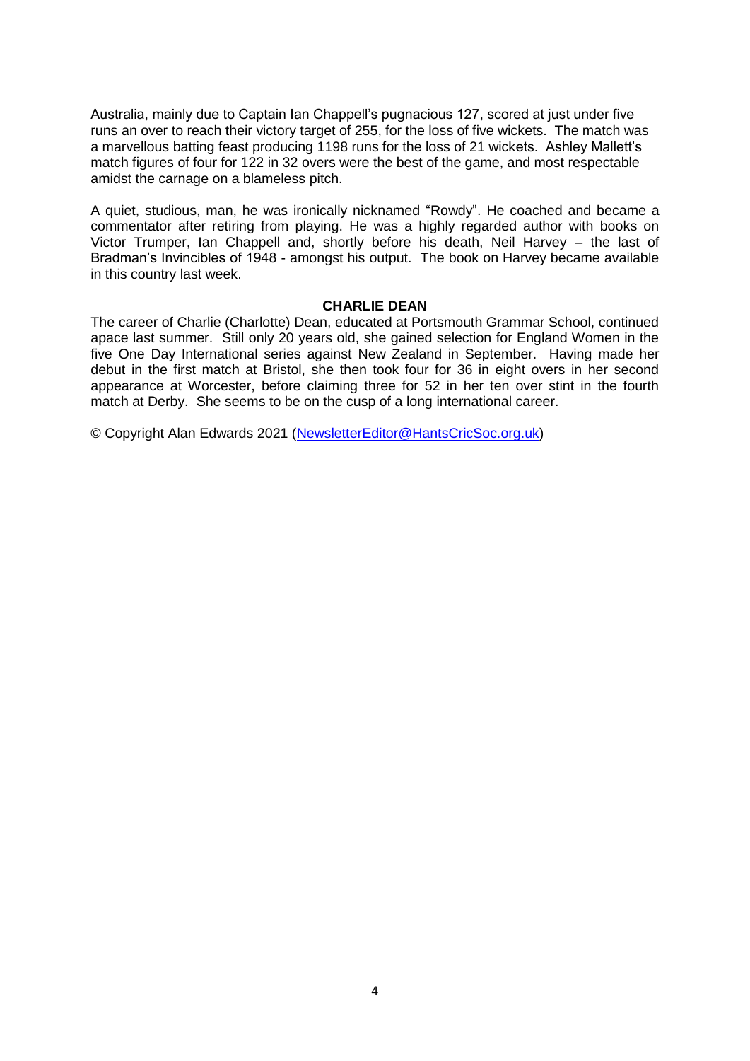Australia, mainly due to Captain Ian Chappell's pugnacious 127, scored at just under five runs an over to reach their victory target of 255, for the loss of five wickets. The match was a marvellous batting feast producing 1198 runs for the loss of 21 wickets. Ashley Mallett's match figures of four for 122 in 32 overs were the best of the game, and most respectable amidst the carnage on a blameless pitch.

A quiet, studious, man, he was ironically nicknamed "Rowdy". He coached and became a commentator after retiring from playing. He was a highly regarded author with books on Victor Trumper, Ian Chappell and, shortly before his death, Neil Harvey – the last of Bradman's Invincibles of 1948 - amongst his output. The book on Harvey became available in this country last week.

## CHARLIE DEAN

The career of Charlie (Charlotte) Dean, educated at Portsmouth Grammar School, continued apace last summer. Still only 20 years old, she gained selection for England Women in the five One Day International series against New Zealand in September. Having made her debut in the first match at Bristol, she then took four for 36 in eight overs in her second appearance at Worcester, before claiming three for 52 in her ten over stint in the fourth match at Derby. She seems to be on the cusp of a long international career.

© Copyright Alan Edwards 2021 (NewsletterEditor@HantsCricSoc.org.uk)